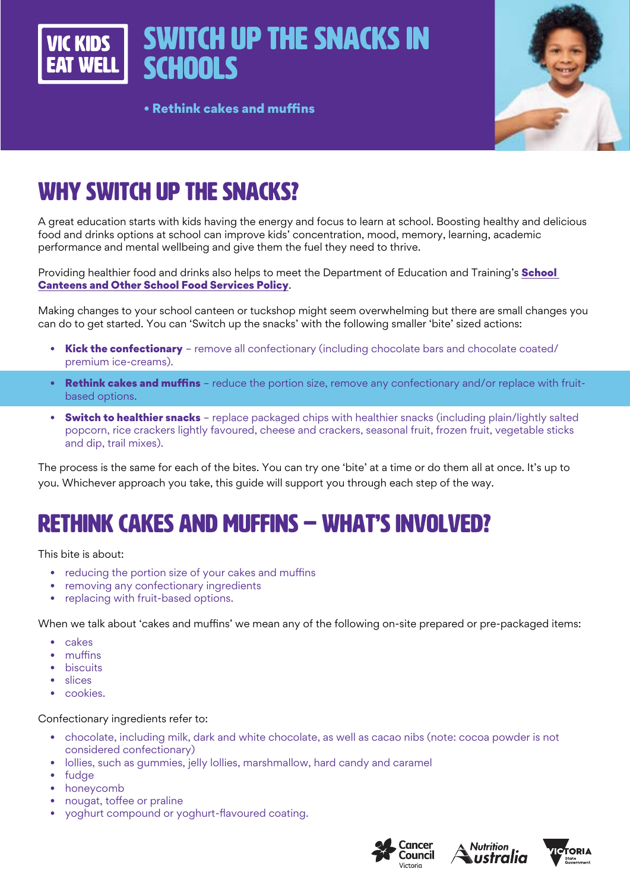VIC KIDS EAT WELL

# SWITCH UP THE SNACKS IN SCHOOLS

- **Rethink cakes and muffins**

## WHY SWITCH UP THE SNACKS?

A great education starts with kids having the energy and focus to learn at school. Boosting healthy and delicious food and drinks options at school can improve kids' concentration, mood, memory, learning, academic performance and mental wellbeing and give them the fuel they need to thrive.

Providing healthier food and drinks also helps to meet the Department of Education and Training's **School Canteens and Other School Food Services Policy**.

Making changes to your school canteen or tuckshop might seem overwhelming but there are small changes you can do to get started. You can 'Switch up the snacks' with the following smaller 'bite' sized actions:

- **Kick the confectionary** – remove all confectionary (including chocolate bars and chocolate coated/ premium ice-creams).
- **Rethink cakes and muffins** – reduce the portion size, remove any confectionary and/or replace with fruit-based options.
- **Switch to healthier snacks** – replace packaged chips with healthier snacks (including plain/lightly salted popcorn, rice crackers lightly favoured, cheese and crackers, seasonal fruit, frozen fruit, vegetable sticks and dip, trail mixes).

The process is the same for each of the bites. You can try one 'bite' at a time or do them all at once. It's up to you. Whichever approach you take, this guide will support you through each step of the way.

## RETHINK CAKES AND MUFFINS – WHAT'S INVOLVED?

This bite is about:

- reducing the portion size of your cakes and muffins
- removing any confectionary ingredients
- replacing with fruit-based options.

When we talk about 'cakes and muffins' we mean any of the following on-site prepared or pre-packaged items:

- cakes
- muffins
- biscuits
- slices
- cookies.

Confectionary ingredients refer to:

- chocolate, including milk, dark and white chocolate, as well as cacao nibs (note: cocoa powder is not considered confectionary)
- lollies, such as gummies, jelly lollies, marshmallow, hard candy and caramel
- fudge
- honeycomb
- nougat, toffee or praline
- yoghurt compound or yoghurt-flavoured coating.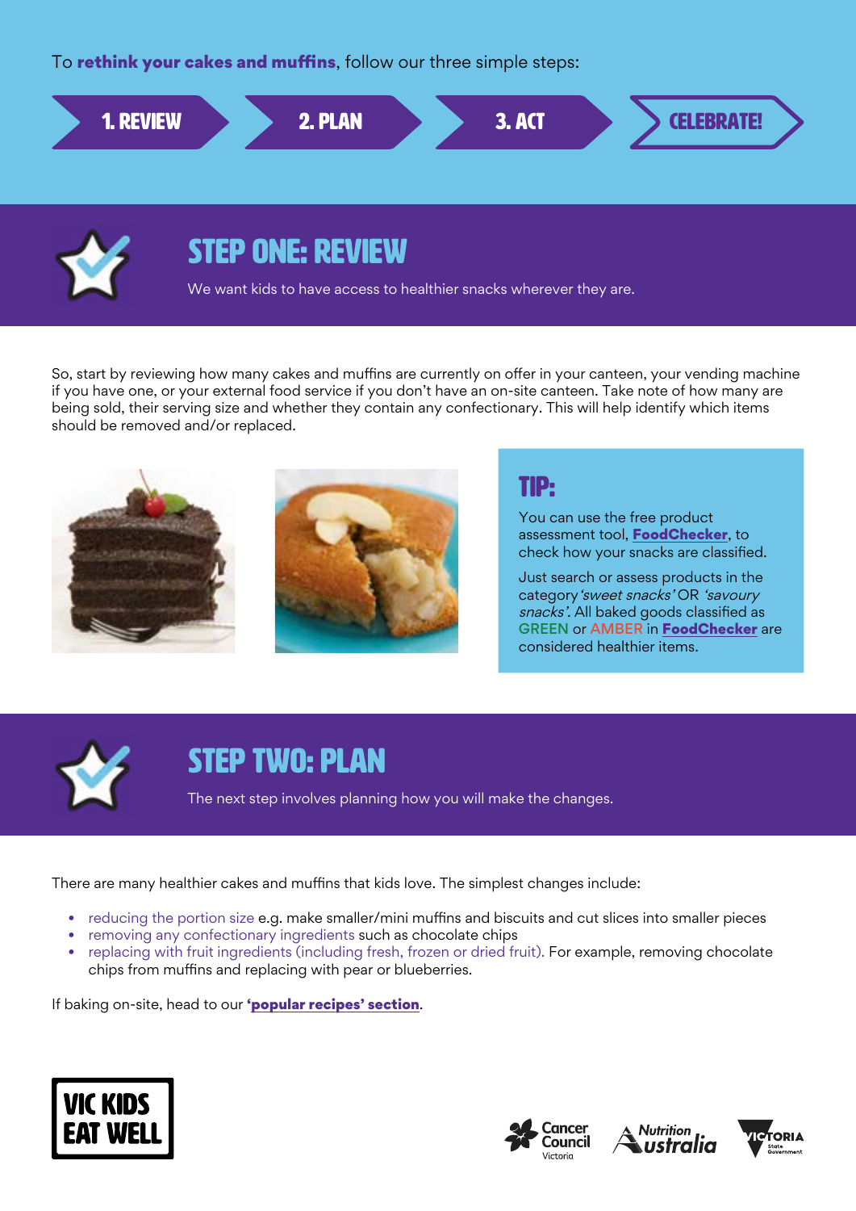To **rethink your cakes and muffins**, follow our three simple steps:

**1. REVIEW** → **2. PLAN** → **3. ACT** → **CELEBRATE!**

## STEP ONE: REVIEW

We want kids to have access to healthier snacks wherever they are.

So, start by reviewing how many cakes and muffins are currently on offer in your canteen, your vending machine if you have one, or your external food service if you don't have an on-site canteen. Take note of how many are being sold, their serving size and whether they contain any confectionary. This will help identify which items should be removed and/or replaced.

> **TIP:**
>
> You can use the free product assessment tool, **FoodChecker**, to check how your snacks are classified.
>
> Just search or assess products in the category *'sweet snacks'* OR *'savoury snacks'*. All baked goods classified as GREEN or AMBER in **FoodChecker** are considered healthier items.

## STEP TWO: PLAN

The next step involves planning how you will make the changes.

There are many healthier cakes and muffins that kids love. The simplest changes include:

- reducing the portion size e.g. make smaller/mini muffins and biscuits and cut slices into smaller pieces
- removing any confectionary ingredients such as chocolate chips
- replacing with fruit ingredients (including fresh, frozen or dried fruit). For example, removing chocolate chips from muffins and replacing with pear or blueberries.

If baking on-site, head to our **'popular recipes' section**.

VIC KIDS EAT WELL

Cancer Council Victoria | Nutrition Australia | Victoria State Government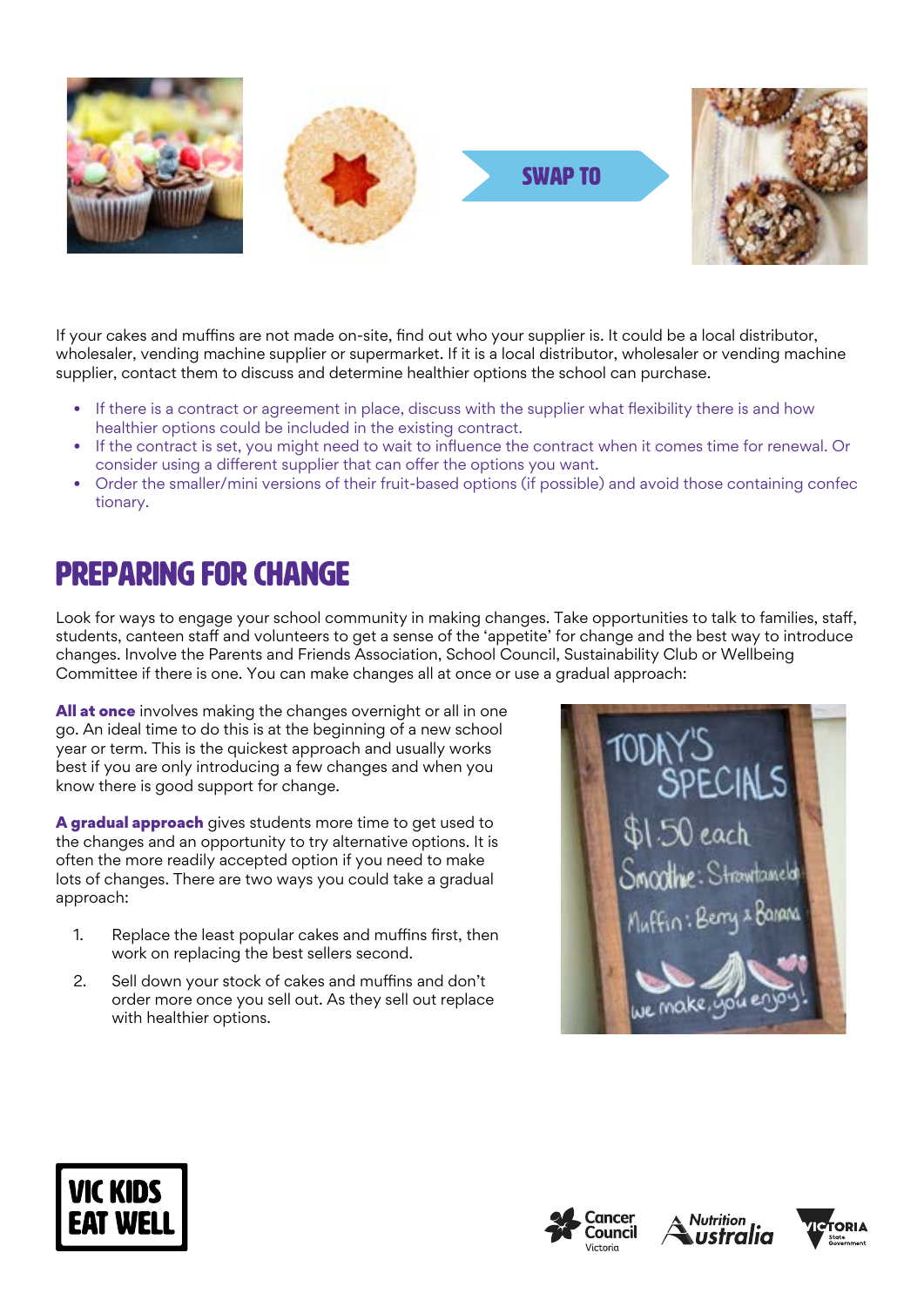SWAP TO

If your cakes and muffins are not made on-site, find out who your supplier is. It could be a local distributor, wholesaler, vending machine supplier or supermarket. If it is a local distributor, wholesaler or vending machine supplier, contact them to discuss and determine healthier options the school can purchase.

- If there is a contract or agreement in place, discuss with the supplier what flexibility there is and how healthier options could be included in the existing contract.
- If the contract is set, you might need to wait to influence the contract when it comes time for renewal. Or consider using a different supplier that can offer the options you want.
- Order the smaller/mini versions of their fruit-based options (if possible) and avoid those containing confectionary.

## PREPARING FOR CHANGE

Look for ways to engage your school community in making changes. Take opportunities to talk to families, staff, students, canteen staff and volunteers to get a sense of the 'appetite' for change and the best way to introduce changes. Involve the Parents and Friends Association, School Council, Sustainability Club or Wellbeing Committee if there is one. You can make changes all at once or use a gradual approach:

**All at once** involves making the changes overnight or all in one go. An ideal time to do this is at the beginning of a new school year or term. This is the quickest approach and usually works best if you are only introducing a few changes and when you know there is good support for change.

**A gradual approach** gives students more time to get used to the changes and an opportunity to try alternative options. It is often the more readily accepted option if you need to make lots of changes. There are two ways you could take a gradual approach:

1. Replace the least popular cakes and muffins first, then work on replacing the best sellers second.
2. Sell down your stock of cakes and muffins and don't order more once you sell out. As they sell out replace with healthier options.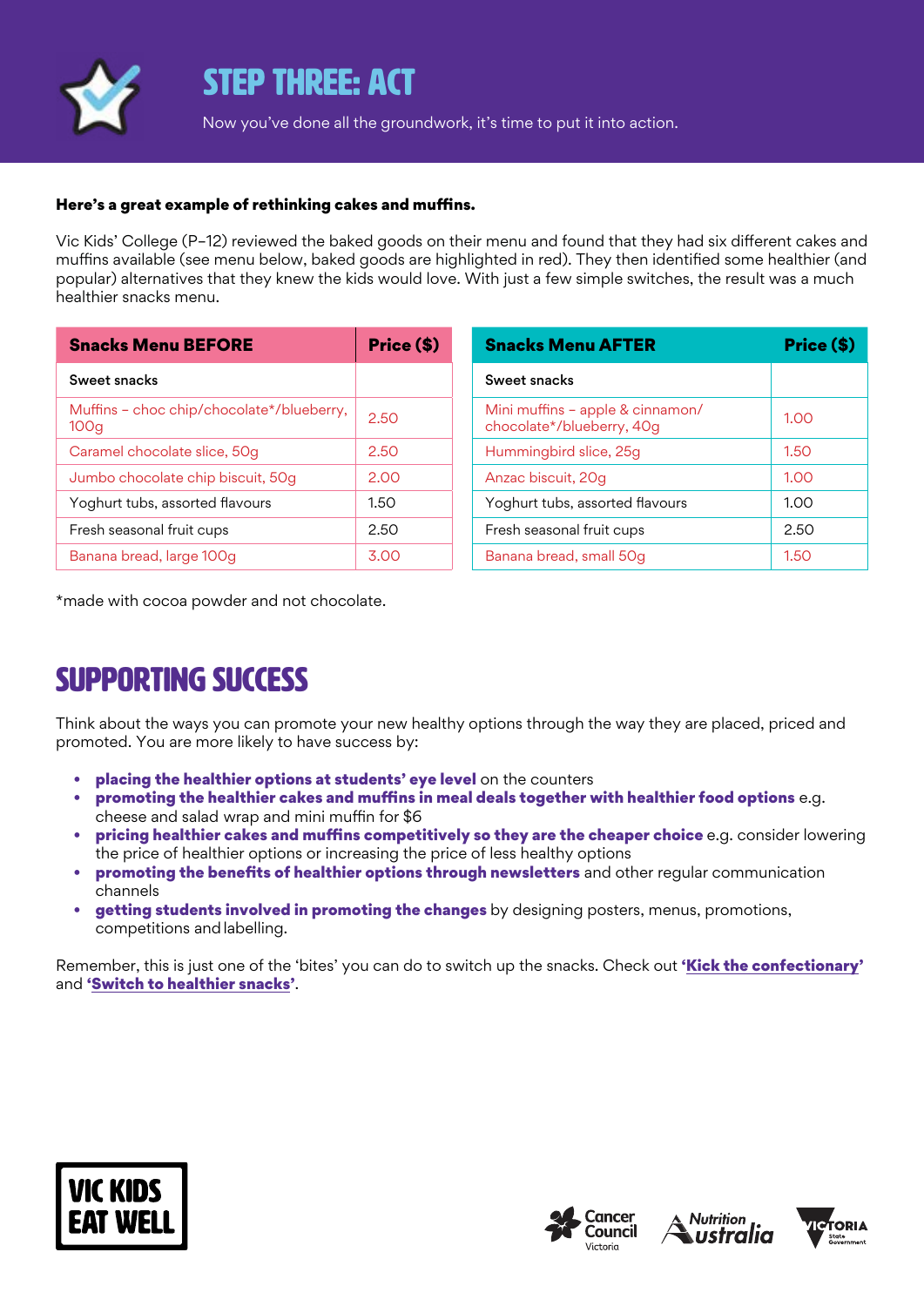# STEP THREE: ACT

Now you've done all the groundwork, it's time to put it into action.

**Here's a great example of rethinking cakes and muffins.**

Vic Kids' College (P–12) reviewed the baked goods on their menu and found that they had six different cakes and muffins available (see menu below, baked goods are highlighted in red). They then identified some healthier (and popular) alternatives that they knew the kids would love. With just a few simple switches, the result was a much healthier snacks menu.

| Snacks Menu BEFORE | Price ($) |
|---|---|
| Sweet snacks | |
| Muffins – choc chip/chocolate*/blueberry, 100g | 2.50 |
| Caramel chocolate slice, 50g | 2.50 |
| Jumbo chocolate chip biscuit, 50g | 2.00 |
| Yoghurt tubs, assorted flavours | 1.50 |
| Fresh seasonal fruit cups | 2.50 |
| Banana bread, large 100g | 3.00 |

| Snacks Menu AFTER | Price ($) |
|---|---|
| Sweet snacks | |
| Mini muffins – apple & cinnamon/ chocolate*/blueberry, 40g | 1.00 |
| Hummingbird slice, 25g | 1.50 |
| Anzac biscuit, 20g | 1.00 |
| Yoghurt tubs, assorted flavours | 1.00 |
| Fresh seasonal fruit cups | 2.50 |
| Banana bread, small 50g | 1.50 |

*made with cocoa powder and not chocolate.

## SUPPORTING SUCCESS

Think about the ways you can promote your new healthy options through the way they are placed, priced and promoted. You are more likely to have success by:

- **placing the healthier options at students' eye level** on the counters
- **promoting the healthier cakes and muffins in meal deals together with healthier food options** e.g. cheese and salad wrap and mini muffin for $6
- **pricing healthier cakes and muffins competitively so they are the cheaper choice** e.g. consider lowering the price of healthier options or increasing the price of less healthy options
- **promoting the benefits of healthier options through newsletters** and other regular communication channels
- **getting students involved in promoting the changes** by designing posters, menus, promotions, competitions and labelling.

Remember, this is just one of the 'bites' you can do to switch up the snacks. Check out **'Kick the confectionary'** and **'Switch to healthier snacks'**.

VIC KIDS EAT WELL

Cancer Council Victoria | Nutrition Australia | Victoria State Government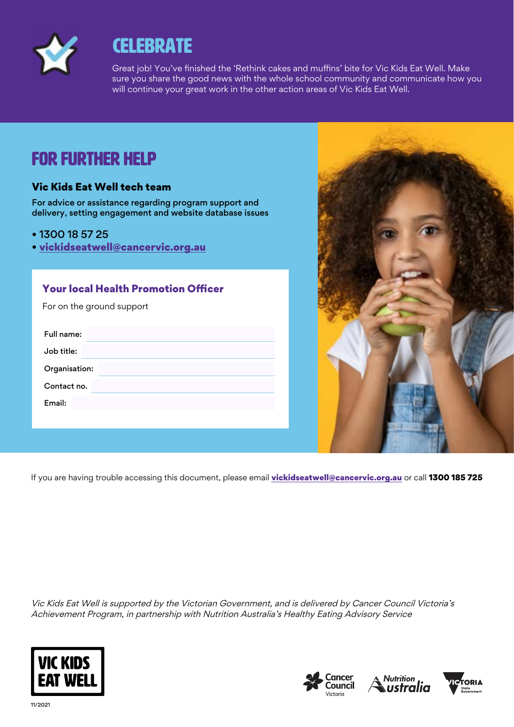# CELEBRATE

Great job! You've finished the 'Rethink cakes and muffins' bite for Vic Kids Eat Well. Make sure you share the good news with the whole school community and communicate how you will continue your great work in the other action areas of Vic Kids Eat Well.

## FOR FURTHER HELP

### Vic Kids Eat Well tech team

**For advice or assistance regarding program support and delivery, setting engagement and website database issues**

- 1300 18 57 25
- **vickidseatwell@cancervic.org.au**

### Your local Health Promotion Officer

For on the ground support

Full name:

Job title:

Organisation:

Contact no.

Email:

If you are having trouble accessing this document, please email **vickidseatwell@cancervic.org.au** or call **1300 185 725**

*Vic Kids Eat Well is supported by the Victorian Government, and is delivered by Cancer Council Victoria's Achievement Program, in partnership with Nutrition Australia's Healthy Eating Advisory Service*

VIC KIDS EAT WELL

Cancer Council Victoria

Nutrition Australia

VICTORIA State Government

11/2021